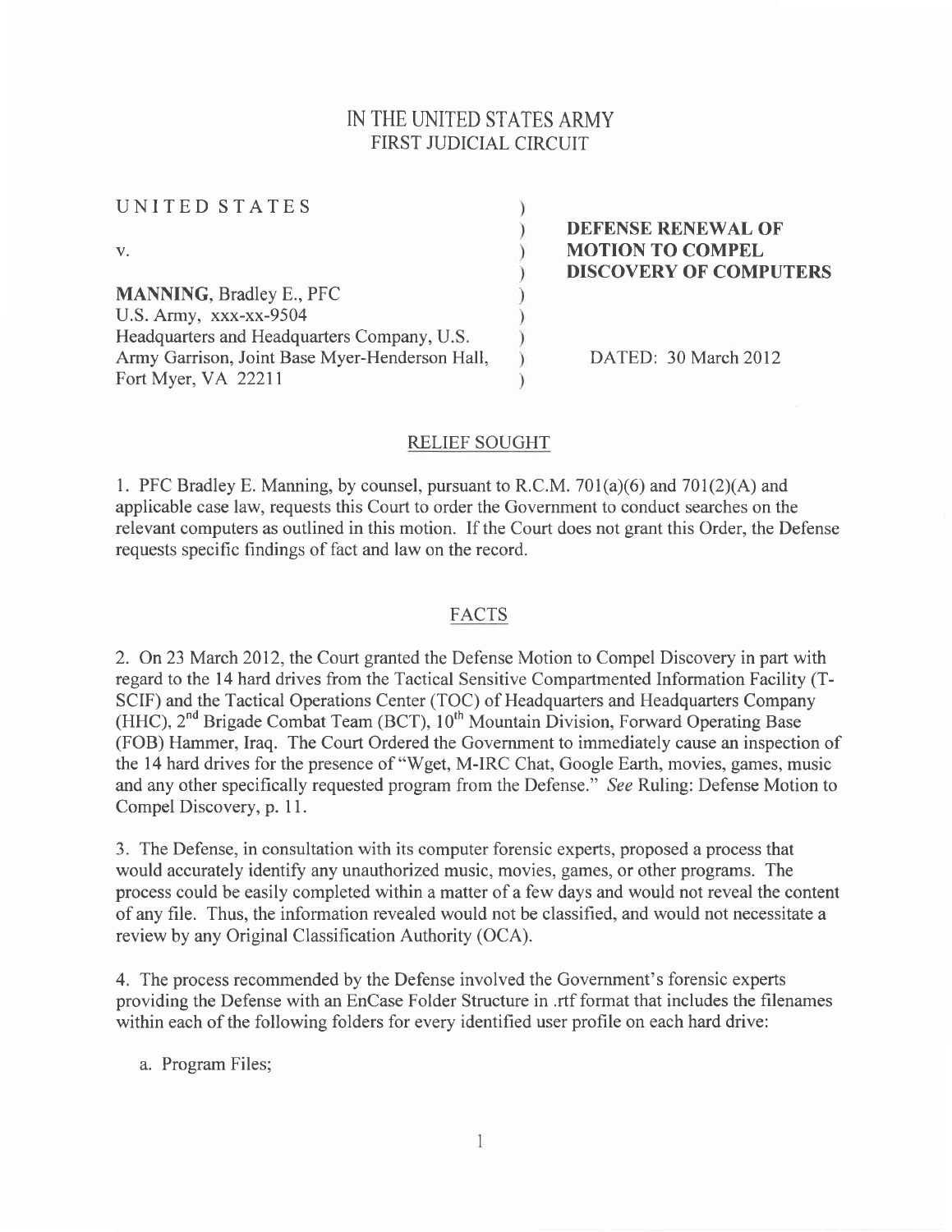IN THE UNITED STATES ARMY
FIRST JUDICIAL CIRCUIT

| | |
|---|---|
| UNITED STATES<br><br>v.<br><br>**MANNING**, Bradley E., PFC<br>U.S. Army, xxx-xx-9504<br>Headquarters and Headquarters Company, U.S. Army Garrison, Joint Base Myer-Henderson Hall, Fort Myer, VA 22211 | **DEFENSE RENEWAL OF MOTION TO COMPEL DISCOVERY OF COMPUTERS**<br><br>DATED: 30 March 2012 |

## RELIEF SOUGHT

1. PFC Bradley E. Manning, by counsel, pursuant to R.C.M. 701(a)(6) and 701(2)(A) and applicable case law, requests this Court to order the Government to conduct searches on the relevant computers as outlined in this motion. If the Court does not grant this Order, the Defense requests specific findings of fact and law on the record.

## FACTS

2. On 23 March 2012, the Court granted the Defense Motion to Compel Discovery in part with regard to the 14 hard drives from the Tactical Sensitive Compartmented Information Facility (T-SCIF) and the Tactical Operations Center (TOC) of Headquarters and Headquarters Company (HHC), 2nd Brigade Combat Team (BCT), 10th Mountain Division, Forward Operating Base (FOB) Hammer, Iraq. The Court Ordered the Government to immediately cause an inspection of the 14 hard drives for the presence of "Wget, M-IRC Chat, Google Earth, movies, games, music and any other specifically requested program from the Defense." *See* Ruling: Defense Motion to Compel Discovery, p. 11.

3. The Defense, in consultation with its computer forensic experts, proposed a process that would accurately identify any unauthorized music, movies, games, or other programs. The process could be easily completed within a matter of a few days and would not reveal the content of any file. Thus, the information revealed would not be classified, and would not necessitate a review by any Original Classification Authority (OCA).

4. The process recommended by the Defense involved the Government's forensic experts providing the Defense with an EnCase Folder Structure in .rtf format that includes the filenames within each of the following folders for every identified user profile on each hard drive:

a. Program Files;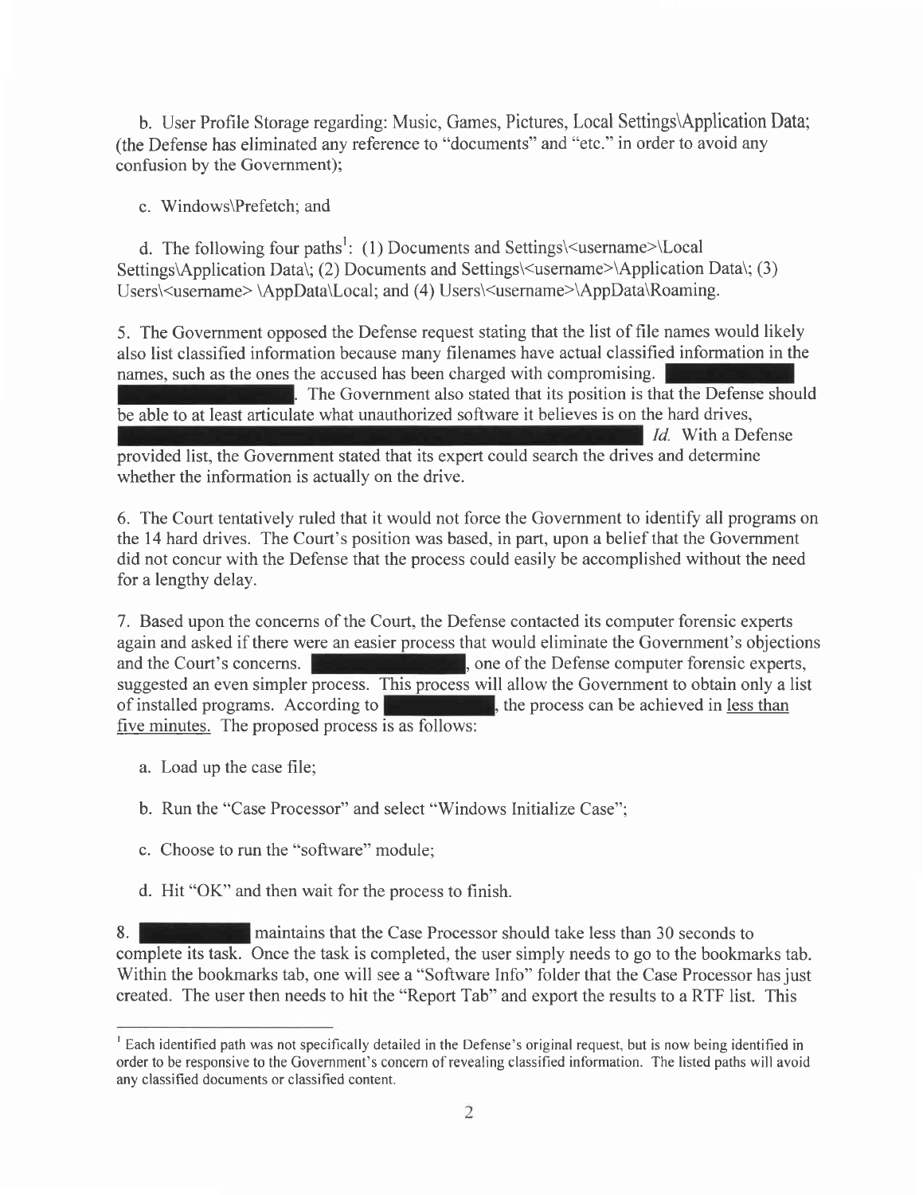b. User Profile Storage regarding: Music, Games, Pictures, Local Settings\Application Data; (the Defense has eliminated any reference to "documents" and "etc." in order to avoid any confusion by the Government);

c. Windows\Prefetch; and

d. The following four paths[1]: (1) Documents and Settings\<username>\Local Settings\Application Data\; (2) Documents and Settings\<username>\Application Data\; (3) Users\<username> \AppData\Local; and (4) Users\<username>\AppData\Roaming.

5. The Government opposed the Defense request stating that the list of file names would likely also list classified information because many filenames have actual classified information in the names, such as the ones the accused has been charged with compromising. ██████ ██████████. The Government also stated that its position is that the Defense should be able to at least articulate what unauthorized software it believes is on the hard drives, ████████████████████████████████ *Id.* With a Defense provided list, the Government stated that its expert could search the drives and determine whether the information is actually on the drive.

6. The Court tentatively ruled that it would not force the Government to identify all programs on the 14 hard drives. The Court's position was based, in part, upon a belief that the Government did not concur with the Defense that the process could easily be accomplished without the need for a lengthy delay.

7. Based upon the concerns of the Court, the Defense contacted its computer forensic experts again and asked if there were an easier process that would eliminate the Government's objections and the Court's concerns. ██████████, one of the Defense computer forensic experts, suggested an even simpler process. This process will allow the Government to obtain only a list of installed programs. According to ██████████, the process can be achieved in <u>less than five minutes.</u> The proposed process is as follows:

a. Load up the case file;

b. Run the "Case Processor" and select "Windows Initialize Case";

c. Choose to run the "software" module;

d. Hit "OK" and then wait for the process to finish.

8. ██████████ maintains that the Case Processor should take less than 30 seconds to complete its task. Once the task is completed, the user simply needs to go to the bookmarks tab. Within the bookmarks tab, one will see a "Software Info" folder that the Case Processor has just created. The user then needs to hit the "Report Tab" and export the results to a RTF list. This

[1] Each identified path was not specifically detailed in the Defense's original request, but is now being identified in order to be responsive to the Government's concern of revealing classified information. The listed paths will avoid any classified documents or classified content.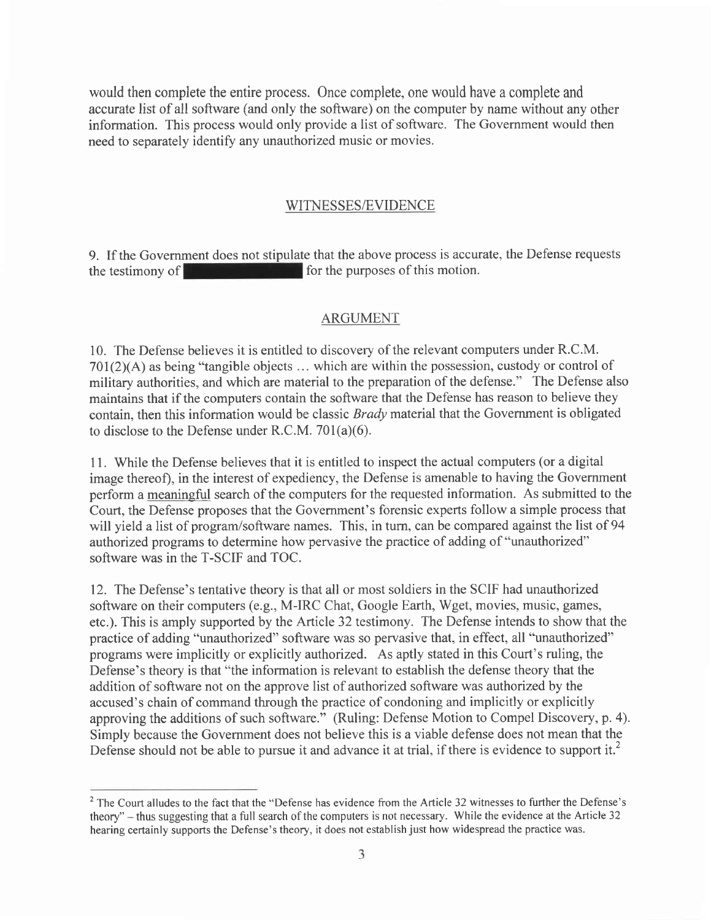would then complete the entire process. Once complete, one would have a complete and accurate list of all software (and only the software) on the computer by name without any other information. This process would only provide a list of software. The Government would then need to separately identify any unauthorized music or movies.

## WITNESSES/EVIDENCE

9. If the Government does not stipulate that the above process is accurate, the Defense requests the testimony of ████████████ for the purposes of this motion.

## ARGUMENT

10. The Defense believes it is entitled to discovery of the relevant computers under R.C.M. 701(2)(A) as being "tangible objects ... which are within the possession, custody or control of military authorities, and which are material to the preparation of the defense." The Defense also maintains that if the computers contain the software that the Defense has reason to believe they contain, then this information would be classic *Brady* material that the Government is obligated to disclose to the Defense under R.C.M. 701(a)(6).

11. While the Defense believes that it is entitled to inspect the actual computers (or a digital image thereof), in the interest of expediency, the Defense is amenable to having the Government perform a meaningful search of the computers for the requested information. As submitted to the Court, the Defense proposes that the Government's forensic experts follow a simple process that will yield a list of program/software names. This, in turn, can be compared against the list of 94 authorized programs to determine how pervasive the practice of adding of "unauthorized" software was in the T-SCIF and TOC.

12. The Defense's tentative theory is that all or most soldiers in the SCIF had unauthorized software on their computers (e.g., M-IRC Chat, Google Earth, Wget, movies, music, games, etc.). This is amply supported by the Article 32 testimony. The Defense intends to show that the practice of adding "unauthorized" software was so pervasive that, in effect, all "unauthorized" programs were implicitly or explicitly authorized. As aptly stated in this Court's ruling, the Defense's theory is that "the information is relevant to establish the defense theory that the addition of software not on the approve list of authorized software was authorized by the accused's chain of command through the practice of condoning and implicitly or explicitly approving the additions of such software." (Ruling: Defense Motion to Compel Discovery, p. 4). Simply because the Government does not believe this is a viable defense does not mean that the Defense should not be able to pursue it and advance it at trial, if there is evidence to support it.[2]

---

[2] The Court alludes to the fact that the "Defense has evidence from the Article 32 witnesses to further the Defense's theory" – thus suggesting that a full search of the computers is not necessary. While the evidence at the Article 32 hearing certainly supports the Defense's theory, it does not establish just how widespread the practice was.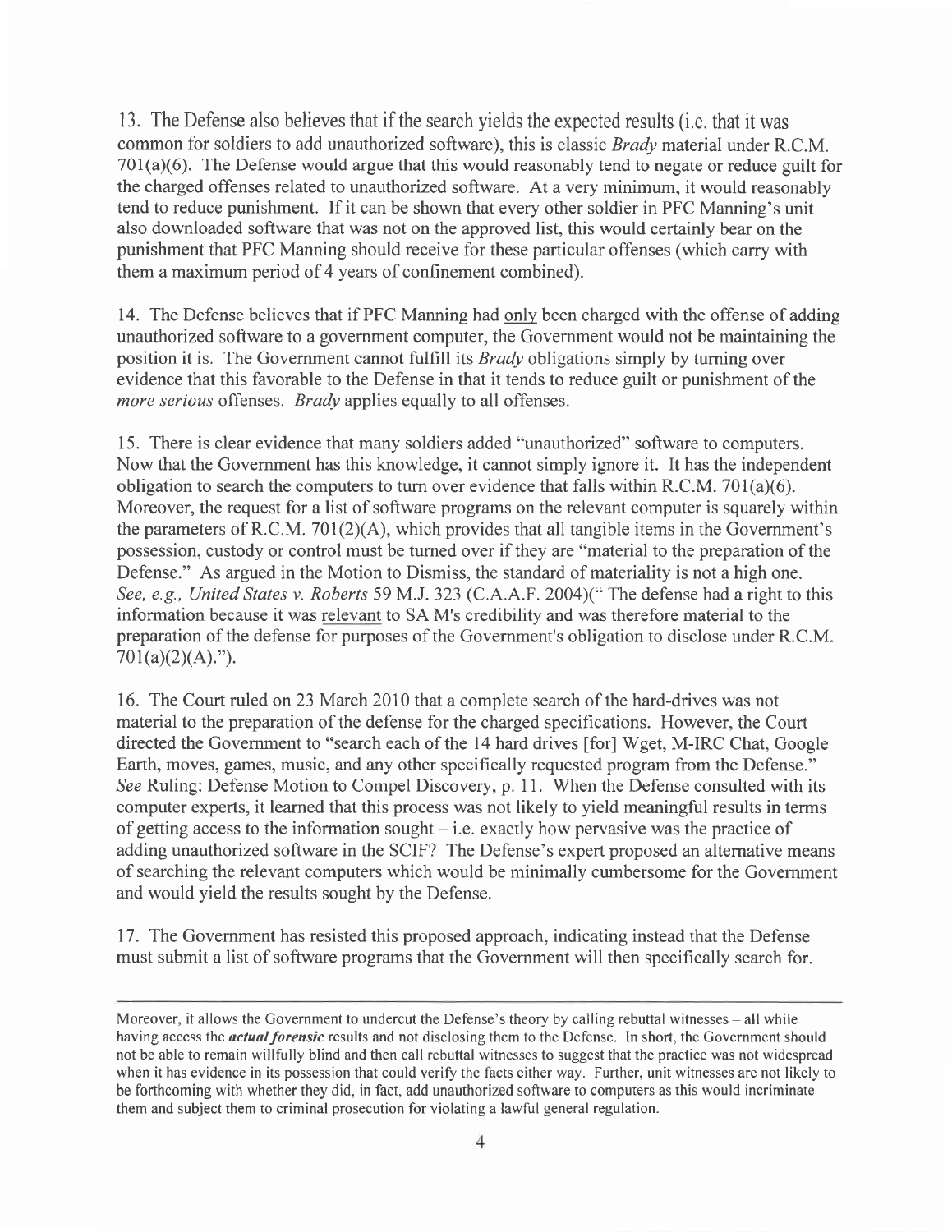13. The Defense also believes that if the search yields the expected results (i.e. that it was common for soldiers to add unauthorized software), this is classic *Brady* material under R.C.M. 701(a)(6). The Defense would argue that this would reasonably tend to negate or reduce guilt for the charged offenses related to unauthorized software. At a very minimum, it would reasonably tend to reduce punishment. If it can be shown that every other soldier in PFC Manning's unit also downloaded software that was not on the approved list, this would certainly bear on the punishment that PFC Manning should receive for these particular offenses (which carry with them a maximum period of 4 years of confinement combined).

14. The Defense believes that if PFC Manning had only been charged with the offense of adding unauthorized software to a government computer, the Government would not be maintaining the position it is. The Government cannot fulfill its *Brady* obligations simply by turning over evidence that this favorable to the Defense in that it tends to reduce guilt or punishment of the *more serious* offenses. *Brady* applies equally to all offenses.

15. There is clear evidence that many soldiers added "unauthorized" software to computers. Now that the Government has this knowledge, it cannot simply ignore it. It has the independent obligation to search the computers to turn over evidence that falls within R.C.M. 701(a)(6). Moreover, the request for a list of software programs on the relevant computer is squarely within the parameters of R.C.M. 701(2)(A), which provides that all tangible items in the Government's possession, custody or control must be turned over if they are "material to the preparation of the Defense." As argued in the Motion to Dismiss, the standard of materiality is not a high one. *See, e.g., United States v. Roberts* 59 M.J. 323 (C.A.A.F. 2004)(" The defense had a right to this information because it was relevant to SA M's credibility and was therefore material to the preparation of the defense for purposes of the Government's obligation to disclose under R.C.M. 701(a)(2)(A).").

16. The Court ruled on 23 March 2010 that a complete search of the hard-drives was not material to the preparation of the defense for the charged specifications. However, the Court directed the Government to "search each of the 14 hard drives [for] Wget, M-IRC Chat, Google Earth, moves, games, music, and any other specifically requested program from the Defense." *See* Ruling: Defense Motion to Compel Discovery, p. 11. When the Defense consulted with its computer experts, it learned that this process was not likely to yield meaningful results in terms of getting access to the information sought – i.e. exactly how pervasive was the practice of adding unauthorized software in the SCIF? The Defense's expert proposed an alternative means of searching the relevant computers which would be minimally cumbersome for the Government and would yield the results sought by the Defense.

17. The Government has resisted this proposed approach, indicating instead that the Defense must submit a list of software programs that the Government will then specifically search for.

---

Moreover, it allows the Government to undercut the Defense's theory by calling rebuttal witnesses – all while having access the ***actual forensic*** results and not disclosing them to the Defense. In short, the Government should not be able to remain willfully blind and then call rebuttal witnesses to suggest that the practice was not widespread when it has evidence in its possession that could verify the facts either way. Further, unit witnesses are not likely to be forthcoming with whether they did, in fact, add unauthorized software to computers as this would incriminate them and subject them to criminal prosecution for violating a lawful general regulation.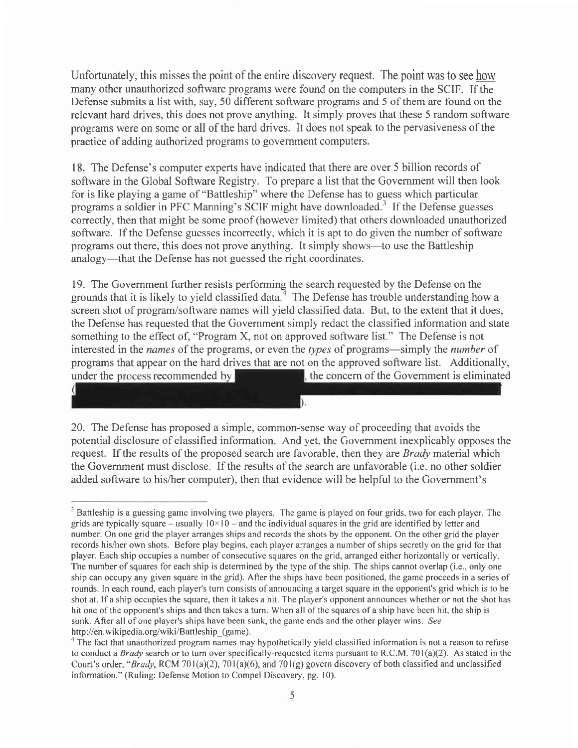Unfortunately, this misses the point of the entire discovery request. The point was to see how many other unauthorized software programs were found on the computers in the SCIF. If the Defense submits a list with, say, 50 different software programs and 5 of them are found on the relevant hard drives, this does not prove anything. It simply proves that these 5 random software programs were on some or all of the hard drives. It does not speak to the pervasiveness of the practice of adding authorized programs to government computers.

18. The Defense's computer experts have indicated that there are over 5 billion records of software in the Global Software Registry. To prepare a list that the Government will then look for is like playing a game of "Battleship" where the Defense has to guess which particular programs a soldier in PFC Manning's SCIF might have downloaded.[3] If the Defense guesses correctly, then that might be some proof (however limited) that others downloaded unauthorized software. If the Defense guesses incorrectly, which it is apt to do given the number of software programs out there, this does not prove anything. It simply shows—to use the Battleship analogy—that the Defense has not guessed the right coordinates.

19. The Government further resists performing the search requested by the Defense on the grounds that it is likely to yield classified data.[4] The Defense has trouble understanding how a screen shot of program/software names will yield classified data. But, to the extent that it does, the Defense has requested that the Government simply redact the classified information and state something to the effect of, "Program X, not on approved software list." The Defense is not interested in the *names* of the programs, or even the *types* of programs—simply the *number* of programs that appear on the hard drives that are not on the approved software list. Additionally, under the process recommended by [REDACTED], the concern of the Government is eliminated ([REDACTED]).

20. The Defense has proposed a simple, common-sense way of proceeding that avoids the potential disclosure of classified information. And yet, the Government inexplicably opposes the request. If the results of the proposed search are favorable, then they are *Brady* material which the Government must disclose. If the results of the search are unfavorable (i.e. no other soldier added software to his/her computer), then that evidence will be helpful to the Government's

---

[3] Battleship is a guessing game involving two players. The game is played on four grids, two for each player. The grids are typically square – usually 10×10 – and the individual squares in the grid are identified by letter and number. On one grid the player arranges ships and records the shots by the opponent. On the other grid the player records his/her own shots. Before play begins, each player arranges a number of ships secretly on the grid for that player. Each ship occupies a number of consecutive squares on the grid, arranged either horizontally or vertically. The number of squares for each ship is determined by the type of the ship. The ships cannot overlap (i.e., only one ship can occupy any given square in the grid). After the ships have been positioned, the game proceeds in a series of rounds. In each round, each player's turn consists of announcing a target square in the opponent's grid which is to be shot at. If a ship occupies the square, then it takes a hit. The player's opponent announces whether or not the shot has hit one of the opponent's ships and then takes a turn. When all of the squares of a ship have been hit, the ship is sunk. After all of one player's ships have been sunk, the game ends and the other player wins. *See* http://en.wikipedia.org/wiki/Battleship_(game).

[4] The fact that unauthorized program names may hypothetically yield classified information is not a reason to refuse to conduct a *Brady* search or to turn over specifically-requested items pursuant to R.C.M. 701(a)(2). As stated in the Court's order, "*Brady*, RCM 701(a)(2), 701(a)(6), and 701(g) govern discovery of both classified and unclassified information." (Ruling: Defense Motion to Compel Discovery, pg. 10).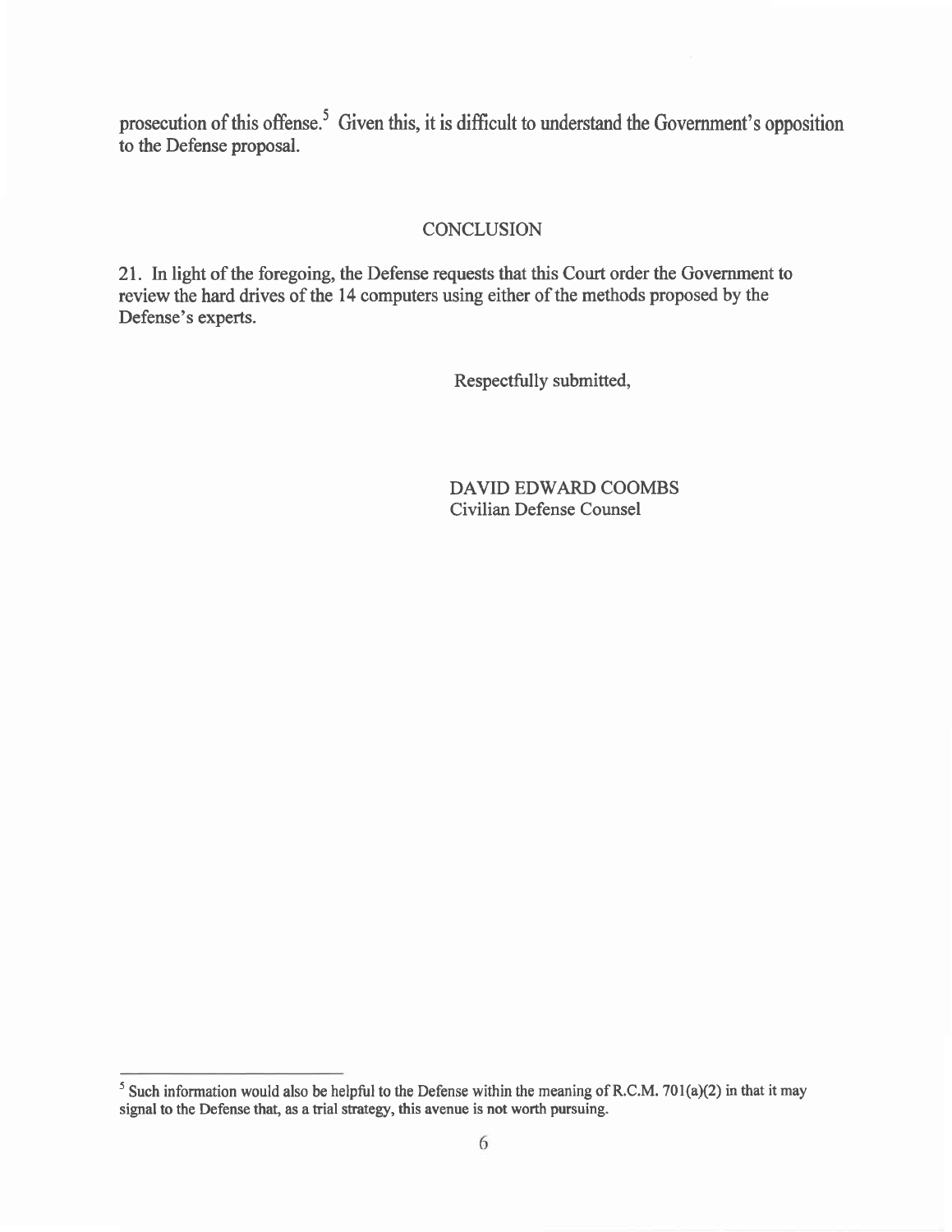prosecution of this offense.[5] Given this, it is difficult to understand the Government's opposition to the Defense proposal.

## CONCLUSION

21. In light of the foregoing, the Defense requests that this Court order the Government to review the hard drives of the 14 computers using either of the methods proposed by the Defense's experts.

Respectfully submitted,

DAVID EDWARD COOMBS
Civilian Defense Counsel

[5] Such information would also be helpful to the Defense within the meaning of R.C.M. 701(a)(2) in that it may signal to the Defense that, as a trial strategy, this avenue is not worth pursuing.